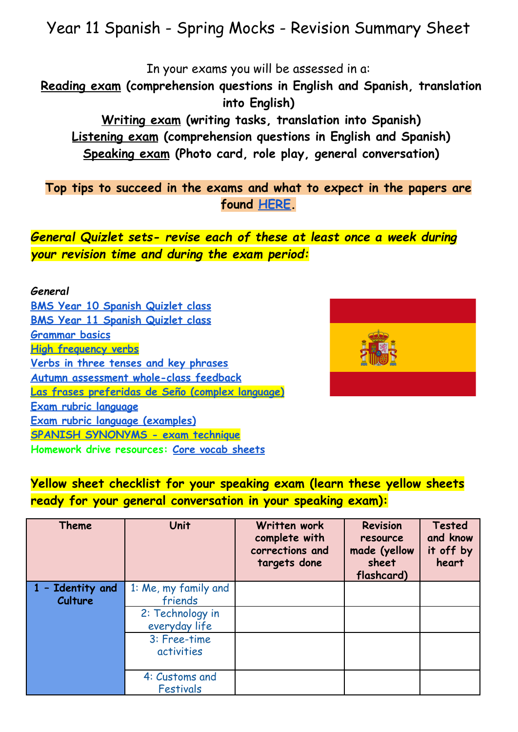# Year 11 Spanish - Spring Mocks - Revision Summary Sheet

In your exams you will be assessed in a:

**Reading exam** (comprehension questions in English and Spanish, translation into English)

**Writing exam** (writing tasks, translation into Spanish)

**Listening exam** (comprehension questions in English and Spanish)

**Speaking exam** (Photo card, role play, general conversation)

**Top tips to succeed in the exams and what to expect in the papers are found HERE.**

***General Quizlet sets- revise each of these at least once a week during your revision time and during the exam period:***

***General***

- BMS Year 10 Spanish Quizlet class
- BMS Year 11 Spanish Quizlet class
- Grammar basics
- High frequency verbs
- Verbs in three tenses and key phrases
- Autumn assessment whole-class feedback
- Las frases preferidas de Seño (complex language)
- Exam rubric language
- Exam rubric language (examples)
- SPANISH SYNONYMS - exam technique
- Homework drive resources: Core vocab sheets

**Yellow sheet checklist for your speaking exam (learn these yellow sheets ready for your general conversation in your speaking exam):**

| Theme | Unit | Written work complete with corrections and targets done | Revision resource made (yellow sheet flashcard) | Tested and know it off by heart |
|---|---|---|---|---|
| 1 – Identity and Culture | 1: Me, my family and friends | | | |
| | 2: Technology in everyday life | | | |
| | 3: Free-time activities | | | |
| | 4: Customs and Festivals | | | |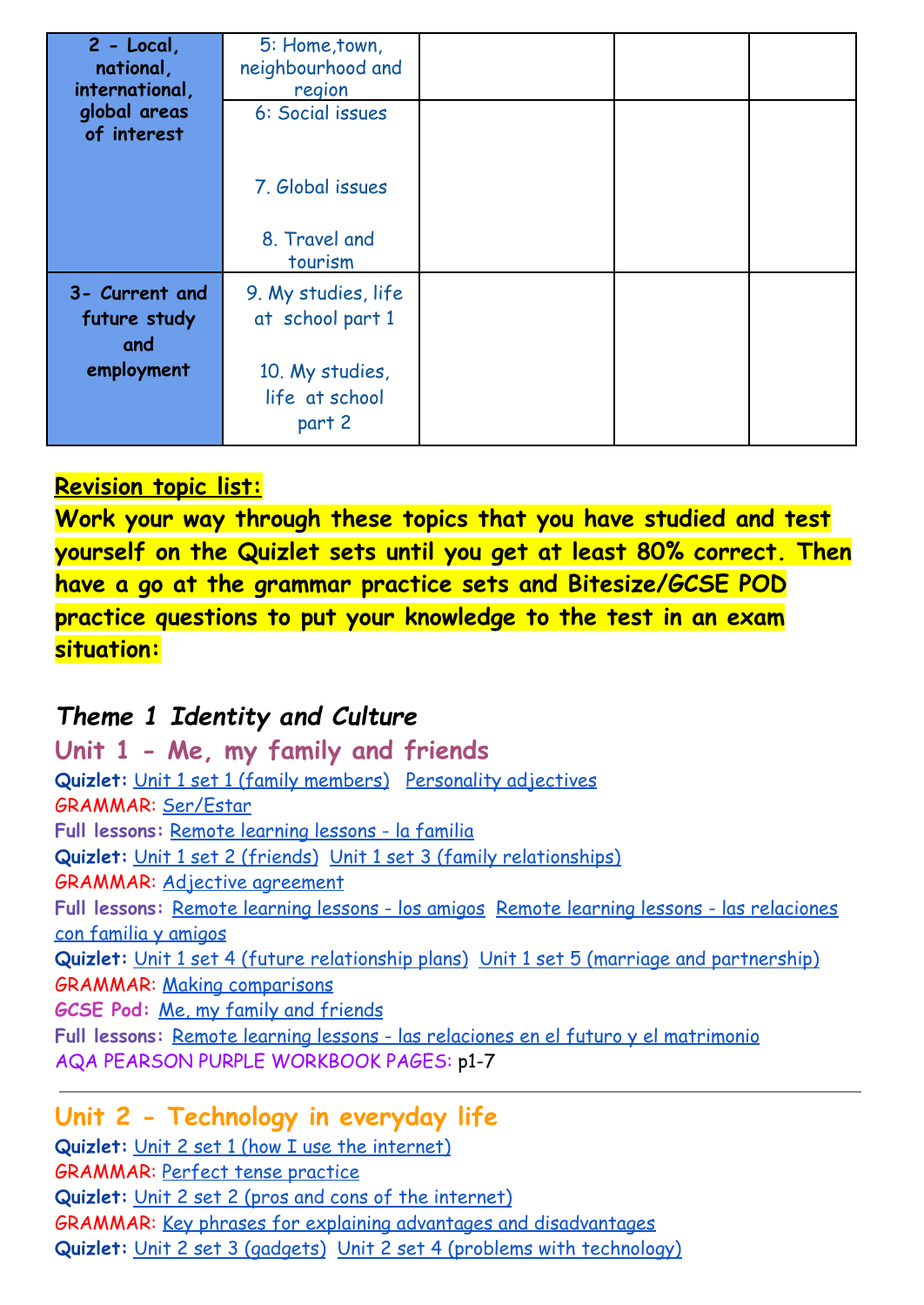| | | | | |
|---|---|---|---|---|
| **2 - Local, national, international, global areas of interest** | 5: Home,town, neighbourhood and region | | | |
| | 6: Social issues<br><br>7. Global issues<br><br>8. Travel and tourism | | | |
| **3- Current and future study and employment** | 9. My studies, life at school part 1<br><br>10. My studies, life at school part 2 | | | |

**Revision topic list:**

**Work your way through these topics that you have studied and test yourself on the Quizlet sets until you get at least 80% correct. Then have a go at the grammar practice sets and Bitesize/GCSE POD practice questions to put your knowledge to the test in an exam situation:**

## *Theme 1 Identity and Culture*

### Unit 1 - Me, my family and friends

**Quizlet:** Unit 1 set 1 (family members) Personality adjectives
GRAMMAR: Ser/Estar
**Full lessons:** Remote learning lessons - la familia
**Quizlet:** Unit 1 set 2 (friends) Unit 1 set 3 (family relationships)
GRAMMAR: Adjective agreement
**Full lessons:** Remote learning lessons - los amigos Remote learning lessons - las relaciones con familia y amigos
**Quizlet:** Unit 1 set 4 (future relationship plans) Unit 1 set 5 (marriage and partnership)
GRAMMAR: Making comparisons
**GCSE Pod:** Me, my family and friends
**Full lessons:** Remote learning lessons - las relaciones en el futuro y el matrimonio
AQA PEARSON PURPLE WORKBOOK PAGES: p1-7

---

### Unit 2 - Technology in everyday life

**Quizlet:** Unit 2 set 1 (how I use the internet)
GRAMMAR: Perfect tense practice
**Quizlet:** Unit 2 set 2 (pros and cons of the internet)
GRAMMAR: Key phrases for explaining advantages and disadvantages
**Quizlet:** Unit 2 set 3 (gadgets) Unit 2 set 4 (problems with technology)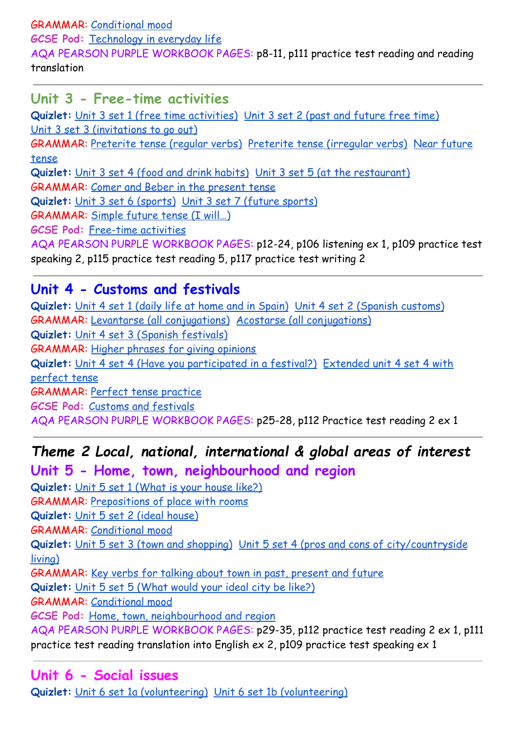GRAMMAR: Conditional mood
GCSE Pod: Technology in everyday life
AQA PEARSON PURPLE WORKBOOK PAGES: p8-11, p111 practice test reading and reading translation

---

## Unit 3 - Free-time activities

**Quizlet:** Unit 3 set 1 (free time activities) Unit 3 set 2 (past and future free time) Unit 3 set 3 (invitations to go out)
GRAMMAR: Preterite tense (regular verbs) Preterite tense (irregular verbs) Near future tense
**Quizlet:** Unit 3 set 4 (food and drink habits) Unit 3 set 5 (at the restaurant)
GRAMMAR: Comer and Beber in the present tense
**Quizlet:** Unit 3 set 6 (sports) Unit 3 set 7 (future sports)
GRAMMAR: Simple future tense (I will…)
GCSE Pod: Free-time activities
AQA PEARSON PURPLE WORKBOOK PAGES: p12-24, p106 listening ex 1, p109 practice test speaking 2, p115 practice test reading 5, p117 practice test writing 2

---

## Unit 4 - Customs and festivals

**Quizlet:** Unit 4 set 1 (daily life at home and in Spain) Unit 4 set 2 (Spanish customs)
GRAMMAR: Levantarse (all conjugations) Acostarse (all conjugations)
**Quizlet:** Unit 4 set 3 (Spanish festivals)
GRAMMAR: Higher phrases for giving opinions
**Quizlet:** Unit 4 set 4 (Have you participated in a festival?) Extended unit 4 set 4 with perfect tense
GRAMMAR: Perfect tense practice
GCSE Pod: Customs and festivals
AQA PEARSON PURPLE WORKBOOK PAGES: p25-28, p112 Practice test reading 2 ex 1

---

# *Theme 2 Local, national, international & global areas of interest*

## Unit 5 - Home, town, neighbourhood and region

**Quizlet:** Unit 5 set 1 (What is your house like?)
GRAMMAR: Prepositions of place with rooms
**Quizlet:** Unit 5 set 2 (ideal house)
GRAMMAR: Conditional mood
**Quizlet:** Unit 5 set 3 (town and shopping) Unit 5 set 4 (pros and cons of city/countryside living)
GRAMMAR: Key verbs for talking about town in past, present and future
**Quizlet:** Unit 5 set 5 (What would your ideal city be like?)
GRAMMAR: Conditional mood
GCSE Pod: Home, town, neighbourhood and region
AQA PEARSON PURPLE WORKBOOK PAGES: p29-35, p112 practice test reading 2 ex 1, p111 practice test reading translation into English ex 2, p109 practice test speaking ex 1

---

## Unit 6 - Social issues

**Quizlet:** Unit 6 set 1a (volunteering) Unit 6 set 1b (volunteering)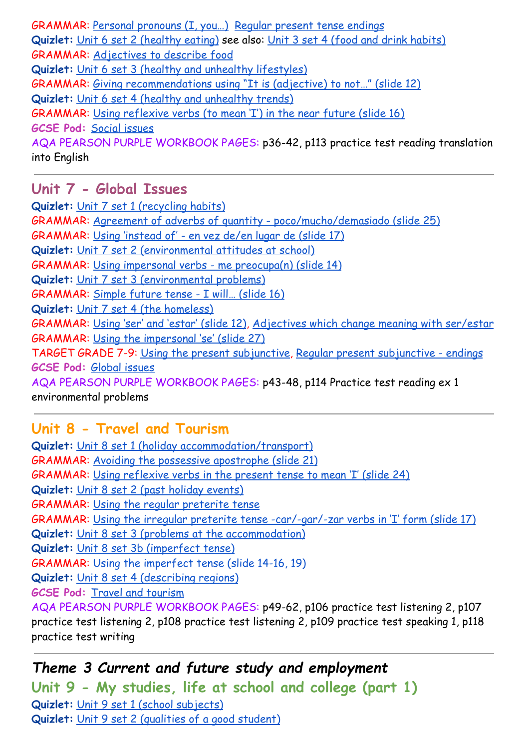**GRAMMAR:** Personal pronouns (I, you…)  Regular present tense endings
**Quizlet:** Unit 6 set 2 (healthy eating) see also: Unit 3 set 4 (food and drink habits)
**GRAMMAR:** Adjectives to describe food
**Quizlet:** Unit 6 set 3 (healthy and unhealthy lifestyles)
**GRAMMAR:** Giving recommendations using "It is (adjective) to not…" (slide 12)
**Quizlet:** Unit 6 set 4 (healthy and unhealthy trends)
**GRAMMAR:** Using reflexive verbs (to mean 'I') in the near future (slide 16)
**GCSE Pod:** Social issues
**AQA PEARSON PURPLE WORKBOOK PAGES:** p36-42, p113 practice test reading translation into English

---

## Unit 7 - Global Issues

**Quizlet:** Unit 7 set 1 (recycling habits)
**GRAMMAR:** Agreement of adverbs of quantity - poco/mucho/demasiado (slide 25)
**GRAMMAR:** Using 'instead of' - en vez de/en lugar de (slide 17)
**Quizlet:** Unit 7 set 2 (environmental attitudes at school)
**GRAMMAR:** Using impersonal verbs - me preocupa(n) (slide 14)
**Quizlet:** Unit 7 set 3 (environmental problems)
**GRAMMAR:** Simple future tense - I will… (slide 16)
**Quizlet:** Unit 7 set 4 (the homeless)
**GRAMMAR:** Using 'ser' and 'estar' (slide 12), Adjectives which change meaning with ser/estar
**GRAMMAR:** Using the impersonal 'se' (slide 27)
**TARGET GRADE 7-9:** Using the present subjunctive, Regular present subjunctive - endings
**GCSE Pod:** Global issues
**AQA PEARSON PURPLE WORKBOOK PAGES:** p43-48, p114 Practice test reading ex 1 environmental problems

---

## Unit 8 - Travel and Tourism

**Quizlet:** Unit 8 set 1 (holiday accommodation/transport)
**GRAMMAR:** Avoiding the possessive apostrophe (slide 21)
**GRAMMAR:** Using reflexive verbs in the present tense to mean 'I' (slide 24)
**Quizlet:** Unit 8 set 2 (past holiday events)
**GRAMMAR:** Using the regular preterite tense
**GRAMMAR:** Using the irregular preterite tense -car/-gar/-zar verbs in 'I' form (slide 17)
**Quizlet:** Unit 8 set 3 (problems at the accommodation)
**Quizlet:** Unit 8 set 3b (imperfect tense)
**GRAMMAR:** Using the imperfect tense (slide 14-16, 19)
**Quizlet:** Unit 8 set 4 (describing regions)
**GCSE Pod:** Travel and tourism
**AQA PEARSON PURPLE WORKBOOK PAGES:** p49-62, p106 practice test listening 2, p107 practice test listening 2, p108 practice test listening 2, p109 practice test speaking 1, p118 practice test writing

---

## *Theme 3 Current and future study and employment*

## Unit 9 - My studies, life at school and college (part 1)

**Quizlet:** Unit 9 set 1 (school subjects)
**Quizlet:** Unit 9 set 2 (qualities of a good student)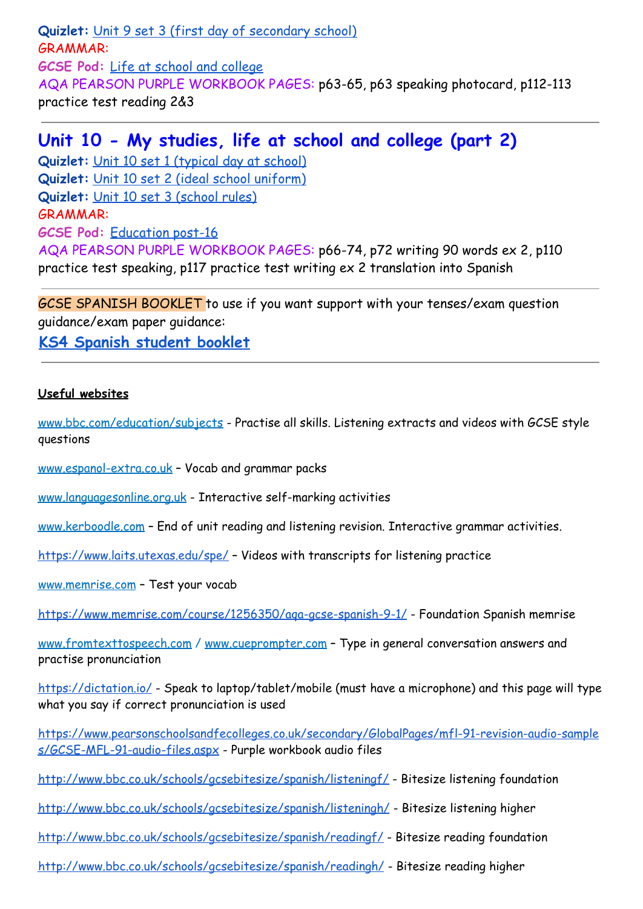**Quizlet:** Unit 9 set 3 (first day of secondary school)
GRAMMAR:
**GCSE Pod:** Life at school and college
AQA PEARSON PURPLE WORKBOOK PAGES: p63-65, p63 speaking photocard, p112-113 practice test reading 2&3

---

## Unit 10 - My studies, life at school and college (part 2)

**Quizlet:** Unit 10 set 1 (typical day at school)
**Quizlet:** Unit 10 set 2 (ideal school uniform)
**Quizlet:** Unit 10 set 3 (school rules)
GRAMMAR:
**GCSE Pod:** Education post-16
AQA PEARSON PURPLE WORKBOOK PAGES: p66-74, p72 writing 90 words ex 2, p110 practice test speaking, p117 practice test writing ex 2 translation into Spanish

---

GCSE SPANISH BOOKLET to use if you want support with your tenses/exam question guidance/exam paper guidance:

**KS4 Spanish student booklet**

---

**Useful websites**

www.bbc.com/education/subjects - Practise all skills. Listening extracts and videos with GCSE style questions

www.espanol-extra.co.uk – Vocab and grammar packs

www.languagesonline.org.uk - Interactive self-marking activities

www.kerboodle.com – End of unit reading and listening revision. Interactive grammar activities.

https://www.laits.utexas.edu/spe/ – Videos with transcripts for listening practice

www.memrise.com – Test your vocab

https://www.memrise.com/course/1256350/aqa-gcse-spanish-9-1/ - Foundation Spanish memrise

www.fromtexttospeech.com / www.cueprompter.com – Type in general conversation answers and practise pronunciation

https://dictation.io/ - Speak to laptop/tablet/mobile (must have a microphone) and this page will type what you say if correct pronunciation is used

https://www.pearsonschoolsandfecolleges.co.uk/secondary/GlobalPages/mfl-91-revision-audio-samples/GCSE-MFL-91-audio-files.aspx - Purple workbook audio files

http://www.bbc.co.uk/schools/gcsebitesize/spanish/listeningf/ - Bitesize listening foundation

http://www.bbc.co.uk/schools/gcsebitesize/spanish/listeningh/ - Bitesize listening higher

http://www.bbc.co.uk/schools/gcsebitesize/spanish/readingf/ - Bitesize reading foundation

http://www.bbc.co.uk/schools/gcsebitesize/spanish/readingh/ - Bitesize reading higher